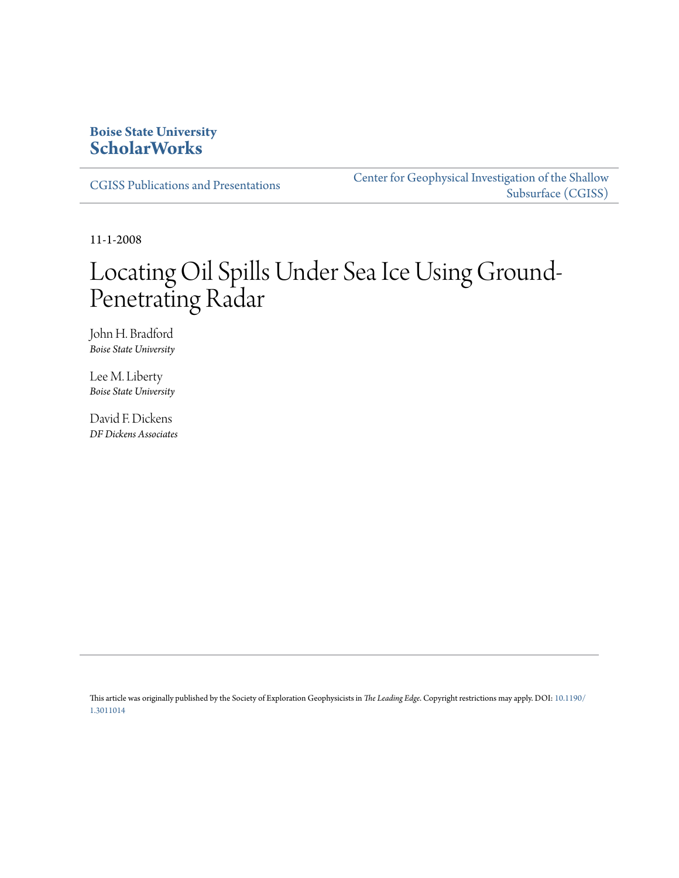**Boise State University**
**ScholarWorks**

CGISS Publications and Presentations

Center for Geophysical Investigation of the Shallow Subsurface (CGISS)

11-1-2008

# Locating Oil Spills Under Sea Ice Using Ground-Penetrating Radar

John H. Bradford
*Boise State University*

Lee M. Liberty
*Boise State University*

David F. Dickens
*DF Dickens Associates*

This article was originally published by the Society of Exploration Geophysicists in *The Leading Edge*. Copyright restrictions may apply. DOI: 10.1190/1.3011014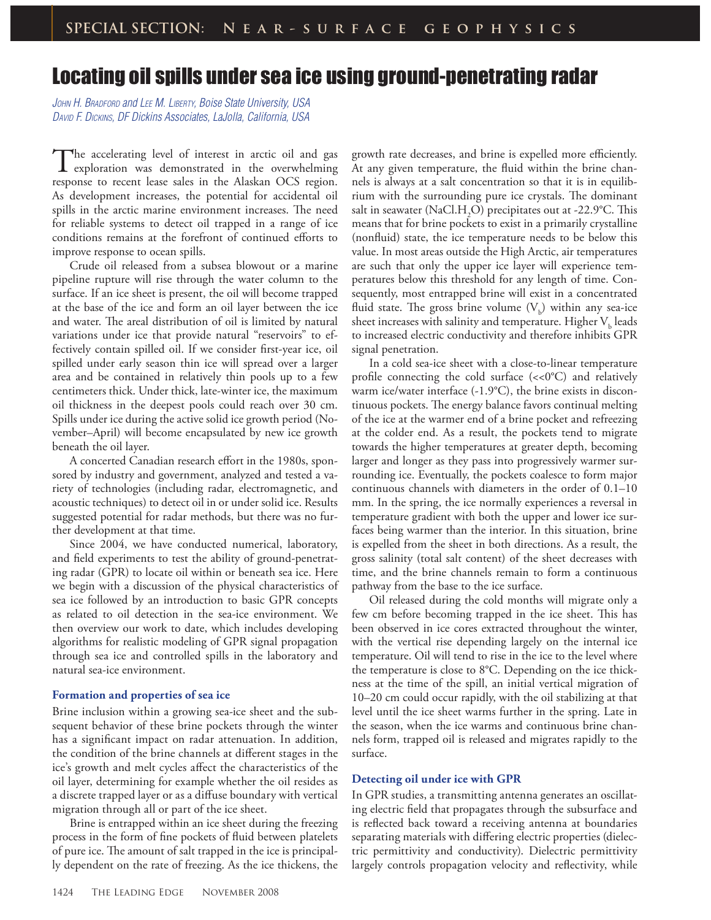# Locating oil spills under sea ice using ground-penetrating radar

*John H. Bradford and Lee M. Liberty, Boise State University, USA*
*David F. Dickins, DF Dickins Associates, LaJolla, California, USA*

The accelerating level of interest in arctic oil and gas exploration was demonstrated in the overwhelming response to recent lease sales in the Alaskan OCS region. As development increases, the potential for accidental oil spills in the arctic marine environment increases. The need for reliable systems to detect oil trapped in a range of ice conditions remains at the forefront of continued efforts to improve response to ocean spills.

Crude oil released from a subsea blowout or a marine pipeline rupture will rise through the water column to the surface. If an ice sheet is present, the oil will become trapped at the base of the ice and form an oil layer between the ice and water. The areal distribution of oil is limited by natural variations under ice that provide natural "reservoirs" to effectively contain spilled oil. If we consider first-year ice, oil spilled under early season thin ice will spread over a larger area and be contained in relatively thin pools up to a few centimeters thick. Under thick, late-winter ice, the maximum oil thickness in the deepest pools could reach over 30 cm. Spills under ice during the active solid ice growth period (November–April) will become encapsulated by new ice growth beneath the oil layer.

A concerted Canadian research effort in the 1980s, sponsored by industry and government, analyzed and tested a variety of technologies (including radar, electromagnetic, and acoustic techniques) to detect oil in or under solid ice. Results suggested potential for radar methods, but there was no further development at that time.

Since 2004, we have conducted numerical, laboratory, and field experiments to test the ability of ground-penetrating radar (GPR) to locate oil within or beneath sea ice. Here we begin with a discussion of the physical characteristics of sea ice followed by an introduction to basic GPR concepts as related to oil detection in the sea-ice environment. We then overview our work to date, which includes developing algorithms for realistic modeling of GPR signal propagation through sea ice and controlled spills in the laboratory and natural sea-ice environment.

## Formation and properties of sea ice

Brine inclusion within a growing sea-ice sheet and the subsequent behavior of these brine pockets through the winter has a significant impact on radar attenuation. In addition, the condition of the brine channels at different stages in the ice's growth and melt cycles affect the characteristics of the oil layer, determining for example whether the oil resides as a discrete trapped layer or as a diffuse boundary with vertical migration through all or part of the ice sheet.

Brine is entrapped within an ice sheet during the freezing process in the form of fine pockets of fluid between platelets of pure ice. The amount of salt trapped in the ice is principally dependent on the rate of freezing. As the ice thickens, the growth rate decreases, and brine is expelled more efficiently. At any given temperature, the fluid within the brine channels is always at a salt concentration so that it is in equilibrium with the surrounding pure ice crystals. The dominant salt in seawater ($NaCl.H_2O$) precipitates out at -22.9°C. This means that for brine pockets to exist in a primarily crystalline (nonfluid) state, the ice temperature needs to be below this value. In most areas outside the High Arctic, air temperatures are such that only the upper ice layer will experience temperatures below this threshold for any length of time. Consequently, most entrapped brine will exist in a concentrated fluid state. The gross brine volume ($V_b$) within any sea-ice sheet increases with salinity and temperature. Higher $V_b$ leads to increased electric conductivity and therefore inhibits GPR signal penetration.

In a cold sea-ice sheet with a close-to-linear temperature profile connecting the cold surface (<<0°C) and relatively warm ice/water interface (-1.9°C), the brine exists in discontinuous pockets. The energy balance favors continual melting of the ice at the warmer end of a brine pocket and refreezing at the colder end. As a result, the pockets tend to migrate towards the higher temperatures at greater depth, becoming larger and longer as they pass into progressively warmer surrounding ice. Eventually, the pockets coalesce to form major continuous channels with diameters in the order of 0.1–10 mm. In the spring, the ice normally experiences a reversal in temperature gradient with both the upper and lower ice surfaces being warmer than the interior. In this situation, brine is expelled from the sheet in both directions. As a result, the gross salinity (total salt content) of the sheet decreases with time, and the brine channels remain to form a continuous pathway from the base to the ice surface.

Oil released during the cold months will migrate only a few cm before becoming trapped in the ice sheet. This has been observed in ice cores extracted throughout the winter, with the vertical rise depending largely on the internal ice temperature. Oil will tend to rise in the ice to the level where the temperature is close to 8°C. Depending on the ice thickness at the time of the spill, an initial vertical migration of 10–20 cm could occur rapidly, with the oil stabilizing at that level until the ice sheet warms further in the spring. Late in the season, when the ice warms and continuous brine channels form, trapped oil is released and migrates rapidly to the surface.

## Detecting oil under ice with GPR

In GPR studies, a transmitting antenna generates an oscillating electric field that propagates through the subsurface and is reflected back toward a receiving antenna at boundaries separating materials with differing electric properties (dielectric permittivity and conductivity). Dielectric permittivity largely controls propagation velocity and reflectivity, while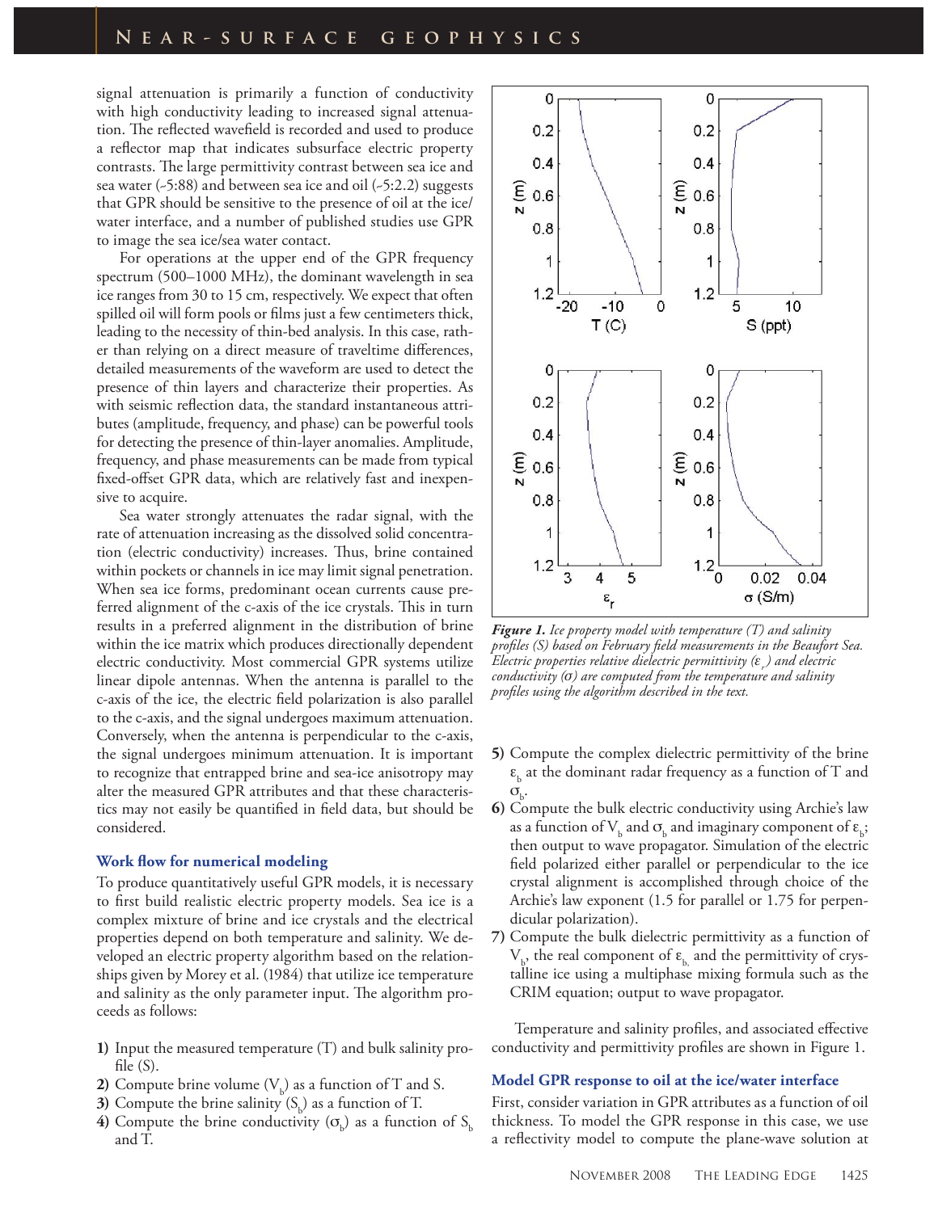signal attenuation is primarily a function of conductivity with high conductivity leading to increased signal attenuation. The reflected wavefield is recorded and used to produce a reflector map that indicates subsurface electric property contrasts. The large permittivity contrast between sea ice and sea water (~5:88) and between sea ice and oil (~5:2.2) suggests that GPR should be sensitive to the presence of oil at the ice/water interface, and a number of published studies use GPR to image the sea ice/sea water contact.

For operations at the upper end of the GPR frequency spectrum (500–1000 MHz), the dominant wavelength in sea ice ranges from 30 to 15 cm, respectively. We expect that often spilled oil will form pools or films just a few centimeters thick, leading to the necessity of thin-bed analysis. In this case, rather than relying on a direct measure of traveltime differences, detailed measurements of the waveform are used to detect the presence of thin layers and characterize their properties. As with seismic reflection data, the standard instantaneous attributes (amplitude, frequency, and phase) can be powerful tools for detecting the presence of thin-layer anomalies. Amplitude, frequency, and phase measurements can be made from typical fixed-offset GPR data, which are relatively fast and inexpensive to acquire.

Sea water strongly attenuates the radar signal, with the rate of attenuation increasing as the dissolved solid concentration (electric conductivity) increases. Thus, brine contained within pockets or channels in ice may limit signal penetration. When sea ice forms, predominant ocean currents cause preferred alignment of the c-axis of the ice crystals. This in turn results in a preferred alignment in the distribution of brine within the ice matrix which produces directionally dependent electric conductivity. Most commercial GPR systems utilize linear dipole antennas. When the antenna is parallel to the c-axis of the ice, the electric field polarization is also parallel to the c-axis, and the signal undergoes maximum attenuation. Conversely, when the antenna is perpendicular to the c-axis, the signal undergoes minimum attenuation. It is important to recognize that entrapped brine and sea-ice anisotropy may alter the measured GPR attributes and that these characteristics may not easily be quantified in field data, but should be considered.

## Work flow for numerical modeling

To produce quantitatively useful GPR models, it is necessary to first build realistic electric property models. Sea ice is a complex mixture of brine and ice crystals and the electrical properties depend on both temperature and salinity. We developed an electric property algorithm based on the relationships given by Morey et al. (1984) that utilize ice temperature and salinity as the only parameter input. The algorithm proceeds as follows:

1) Input the measured temperature (T) and bulk salinity profile (S).
2) Compute brine volume ($V_b$) as a function of T and S.
3) Compute the brine salinity ($S_b$) as a function of T.
4) Compute the brine conductivity ($\sigma_b$) as a function of $S_b$ and T.
5) Compute the complex dielectric permittivity of the brine $\varepsilon_b$ at the dominant radar frequency as a function of T and $\sigma_b$.
6) Compute the bulk electric conductivity using Archie's law as a function of $V_b$ and $\sigma_b$ and imaginary component of $\varepsilon_b$; then output to wave propagator. Simulation of the electric field polarized either parallel or perpendicular to the ice crystal alignment is accomplished through choice of the Archie's law exponent (1.5 for parallel or 1.75 for perpendicular polarization).
7) Compute the bulk dielectric permittivity as a function of $V_b$, the real component of $\varepsilon_b$, and the permittivity of crystalline ice using a multiphase mixing formula such as the CRIM equation; output to wave propagator.

z (m)
0
0.2
0.4
0.6
0.8
1
1.2
-20
-10
0
T (C)

z (m)
0
0.2
0.4
0.6
0.8
1
1.2
5
10
S (ppt)

z (m)
0
0.2
0.4
0.6
0.8
1
1.2
3
4
5
$\varepsilon_r$

z (m)
0
0.2
0.4
0.6
0.8
1
1.2
0
0.02
0.04
σ (S/m)

***Figure 1.*** *Ice property model with temperature (T) and salinity profiles (S) based on February field measurements in the Beaufort Sea. Electric properties relative dielectric permittivity ($\varepsilon_r$) and electric conductivity (σ) are computed from the temperature and salinity profiles using the algorithm described in the text.*

Temperature and salinity profiles, and associated effective conductivity and permittivity profiles are shown in Figure 1.

## Model GPR response to oil at the ice/water interface

First, consider variation in GPR attributes as a function of oil thickness. To model the GPR response in this case, we use a reflectivity model to compute the plane-wave solution at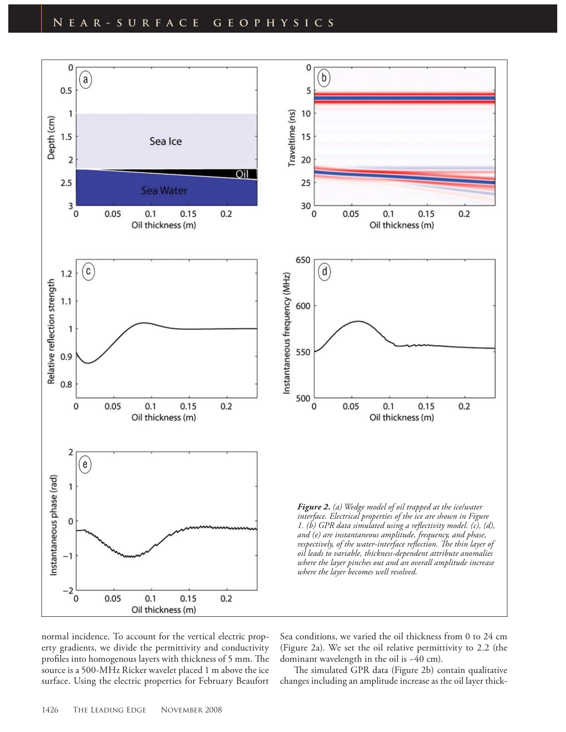*Figure 2. (a) Wedge model of oil trapped at the ice/water interface. Electrical properties of the ice are shown in Figure 1. (b) GPR data simulated using a reflectivity model. (c), (d), and (e) are instantaneous amplitude, frequency, and phase, respectively, of the water-interface reflection. The thin layer of oil leads to variable, thickness-dependent attribute anomalies where the layer pinches out and an overall amplitude increase where the layer becomes well resolved.*

normal incidence. To account for the vertical electric property gradients, we divide the permittivity and conductivity profiles into homogenous layers with thickness of 5 mm. The source is a 500-MHz Ricker wavelet placed 1 m above the ice surface. Using the electric properties for February Beaufort Sea conditions, we varied the oil thickness from 0 to 24 cm (Figure 2a). We set the oil relative permittivity to 2.2 (the dominant wavelength in the oil is ~40 cm).

The simulated GPR data (Figure 2b) contain qualitative changes including an amplitude increase as the oil layer thick-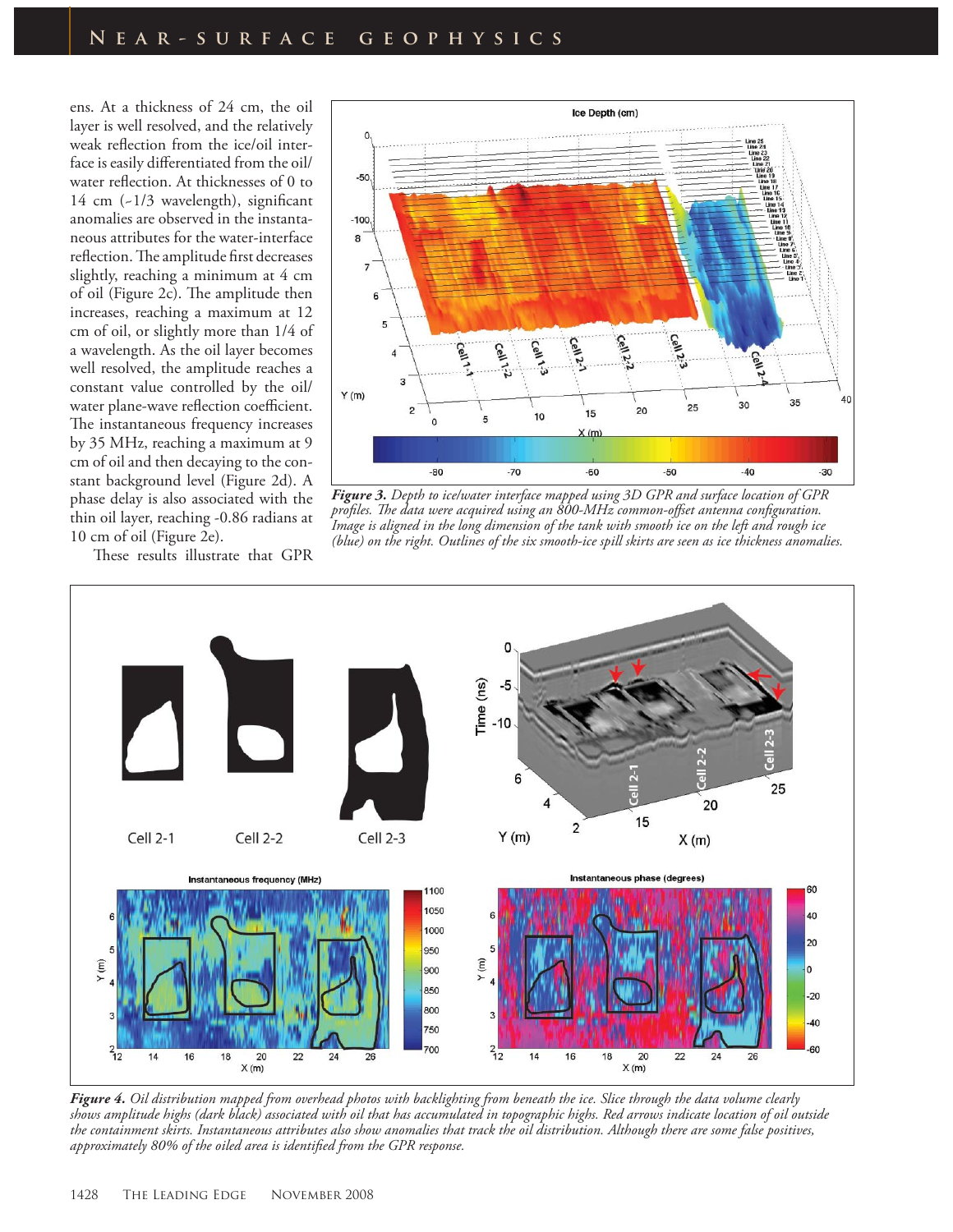ens. At a thickness of 24 cm, the oil layer is well resolved, and the relatively weak reflection from the ice/oil interface is easily differentiated from the oil/water reflection. At thicknesses of 0 to 14 cm (~1/3 wavelength), significant anomalies are observed in the instantaneous attributes for the water-interface reflection. The amplitude first decreases slightly, reaching a minimum at 4 cm of oil (Figure 2c). The amplitude then increases, reaching a maximum at 12 cm of oil, or slightly more than 1/4 of a wavelength. As the oil layer becomes well resolved, the amplitude reaches a constant value controlled by the oil/water plane-wave reflection coefficient. The instantaneous frequency increases by 35 MHz, reaching a maximum at 9 cm of oil and then decaying to the constant background level (Figure 2d). A phase delay is also associated with the thin oil layer, reaching -0.86 radians at 10 cm of oil (Figure 2e).

These results illustrate that GPR

***Figure 3.*** *Depth to ice/water interface mapped using 3D GPR and surface location of GPR profiles. The data were acquired using an 800-MHz common-offset antenna configuration. Image is aligned in the long dimension of the tank with smooth ice on the left and rough ice (blue) on the right. Outlines of the six smooth-ice spill skirts are seen as ice thickness anomalies.*

***Figure 4.*** *Oil distribution mapped from overhead photos with backlighting from beneath the ice. Slice through the data volume clearly shows amplitude highs (dark black) associated with oil that has accumulated in topographic highs. Red arrows indicate location of oil outside the containment skirts. Instantaneous attributes also show anomalies that track the oil distribution. Although there are some false positives, approximately 80% of the oiled area is identified from the GPR response.*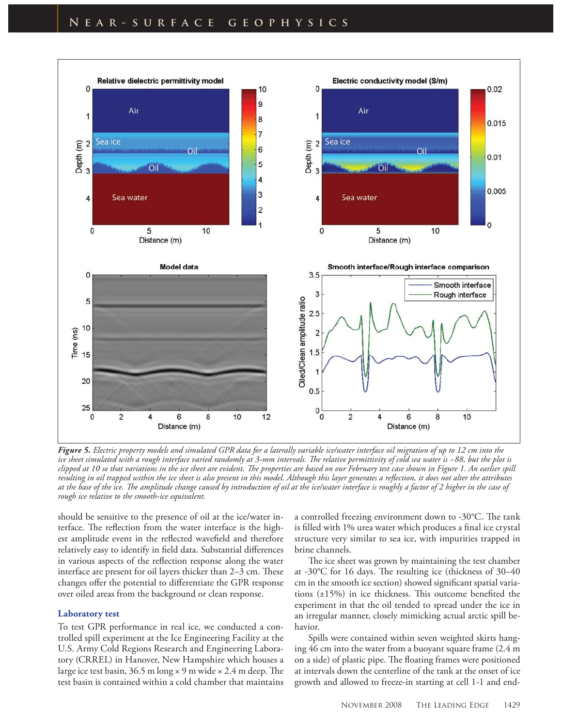*Figure 5. Electric property models and simulated GPR data for a laterally variable ice/water interface oil migration of up to 12 cm into the ice sheet simulated with a rough interface varied randomly at 3-mm intervals. The relative permittivity of cold sea water is ~88, but the plot is clipped at 10 so that variations in the ice sheet are evident. The properties are based on our February test case shown in Figure 1. An earlier spill resulting in oil trapped within the ice sheet is also present in this model. Although this layer generates a reflection, it does not alter the attributes at the base of the ice. The amplitude change caused by introduction of oil at the ice/water interface is roughly a factor of 2 higher in the case of rough ice relative to the smooth-ice equivalent.*

should be sensitive to the presence of oil at the ice/water interface. The reflection from the water interface is the highest amplitude event in the reflected wavefield and therefore relatively easy to identify in field data. Substantial differences in various aspects of the reflection response along the water interface are present for oil layers thicker than 2–3 cm. These changes offer the potential to differentiate the GPR response over oiled areas from the background or clean response.

### Laboratory test

To test GPR performance in real ice, we conducted a controlled spill experiment at the Ice Engineering Facility at the U.S. Army Cold Regions Research and Engineering Laboratory (CRREL) in Hanover, New Hampshire which houses a large ice test basin, 36.5 m long × 9 m wide × 2.4 m deep. The test basin is contained within a cold chamber that maintains a controlled freezing environment down to -30°C. The tank is filled with 1% urea water which produces a final ice crystal structure very similar to sea ice, with impurities trapped in brine channels.

The ice sheet was grown by maintaining the test chamber at -30°C for 16 days. The resulting ice (thickness of 30–40 cm in the smooth ice section) showed significant spatial variations (±15%) in ice thickness. This outcome benefited the experiment in that the oil tended to spread under the ice in an irregular manner, closely mimicking actual arctic spill behavior.

Spills were contained within seven weighted skirts hanging 46 cm into the water from a buoyant square frame (2.4 m on a side) of plastic pipe. The floating frames were positioned at intervals down the centerline of the tank at the onset of ice growth and allowed to freeze-in starting at cell 1-1 and end-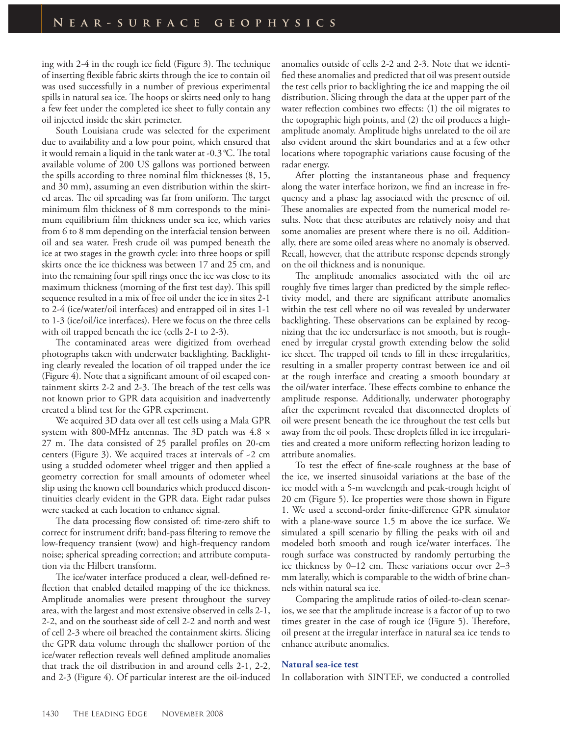ing with 2-4 in the rough ice field (Figure 3). The technique of inserting flexible fabric skirts through the ice to contain oil was used successfully in a number of previous experimental spills in natural sea ice. The hoops or skirts need only to hang a few feet under the completed ice sheet to fully contain any oil injected inside the skirt perimeter.

South Louisiana crude was selected for the experiment due to availability and a low pour point, which ensured that it would remain a liquid in the tank water at -0.3°C. The total available volume of 200 US gallons was portioned between the spills according to three nominal film thicknesses (8, 15, and 30 mm), assuming an even distribution within the skirted areas. The oil spreading was far from uniform. The target minimum film thickness of 8 mm corresponds to the minimum equilibrium film thickness under sea ice, which varies from 6 to 8 mm depending on the interfacial tension between oil and sea water. Fresh crude oil was pumped beneath the ice at two stages in the growth cycle: into three hoops or spill skirts once the ice thickness was between 17 and 25 cm, and into the remaining four spill rings once the ice was close to its maximum thickness (morning of the first test day). This spill sequence resulted in a mix of free oil under the ice in sites 2-1 to 2-4 (ice/water/oil interfaces) and entrapped oil in sites 1-1 to 1-3 (ice/oil/ice interfaces). Here we focus on the three cells with oil trapped beneath the ice (cells 2-1 to 2-3).

The contaminated areas were digitized from overhead photographs taken with underwater backlighting. Backlighting clearly revealed the location of oil trapped under the ice (Figure 4). Note that a significant amount of oil escaped containment skirts 2-2 and 2-3. The breach of the test cells was not known prior to GPR data acquisition and inadvertently created a blind test for the GPR experiment.

We acquired 3D data over all test cells using a Mala GPR system with 800-MHz antennas. The 3D patch was 4.8 × 27 m. The data consisted of 25 parallel profiles on 20-cm centers (Figure 3). We acquired traces at intervals of ~2 cm using a studded odometer wheel trigger and then applied a geometry correction for small amounts of odometer wheel slip using the known cell boundaries which produced discontinuities clearly evident in the GPR data. Eight radar pulses were stacked at each location to enhance signal.

The data processing flow consisted of: time-zero shift to correct for instrument drift; band-pass filtering to remove the low-frequency transient (wow) and high-frequency random noise; spherical spreading correction; and attribute computation via the Hilbert transform.

The ice/water interface produced a clear, well-defined reflection that enabled detailed mapping of the ice thickness. Amplitude anomalies were present throughout the survey area, with the largest and most extensive observed in cells 2-1, 2-2, and on the southeast side of cell 2-2 and north and west of cell 2-3 where oil breached the containment skirts. Slicing the GPR data volume through the shallower portion of the ice/water reflection reveals well defined amplitude anomalies that track the oil distribution in and around cells 2-1, 2-2, and 2-3 (Figure 4). Of particular interest are the oil-induced anomalies outside of cells 2-2 and 2-3. Note that we identified these anomalies and predicted that oil was present outside the test cells prior to backlighting the ice and mapping the oil distribution. Slicing through the data at the upper part of the water reflection combines two effects: (1) the oil migrates to the topographic high points, and (2) the oil produces a high-amplitude anomaly. Amplitude highs unrelated to the oil are also evident around the skirt boundaries and at a few other locations where topographic variations cause focusing of the radar energy.

After plotting the instantaneous phase and frequency along the water interface horizon, we find an increase in frequency and a phase lag associated with the presence of oil. These anomalies are expected from the numerical model results. Note that these attributes are relatively noisy and that some anomalies are present where there is no oil. Additionally, there are some oiled areas where no anomaly is observed. Recall, however, that the attribute response depends strongly on the oil thickness and is nonunique.

The amplitude anomalies associated with the oil are roughly five times larger than predicted by the simple reflectivity model, and there are significant attribute anomalies within the test cell where no oil was revealed by underwater backlighting. These observations can be explained by recognizing that the ice undersurface is not smooth, but is roughened by irregular crystal growth extending below the solid ice sheet. The trapped oil tends to fill in these irregularities, resulting in a smaller property contrast between ice and oil at the rough interface and creating a smooth boundary at the oil/water interface. These effects combine to enhance the amplitude response. Additionally, underwater photography after the experiment revealed that disconnected droplets of oil were present beneath the ice throughout the test cells but away from the oil pools. These droplets filled in ice irregularities and created a more uniform reflecting horizon leading to attribute anomalies.

To test the effect of fine-scale roughness at the base of the ice, we inserted sinusoidal variations at the base of the ice model with a 5-m wavelength and peak-trough height of 20 cm (Figure 5). Ice properties were those shown in Figure 1. We used a second-order finite-difference GPR simulator with a plane-wave source 1.5 m above the ice surface. We simulated a spill scenario by filling the peaks with oil and modeled both smooth and rough ice/water interfaces. The rough surface was constructed by randomly perturbing the ice thickness by 0–12 cm. These variations occur over 2–3 mm laterally, which is comparable to the width of brine channels within natural sea ice.

Comparing the amplitude ratios of oiled-to-clean scenarios, we see that the amplitude increase is a factor of up to two times greater in the case of rough ice (Figure 5). Therefore, oil present at the irregular interface in natural sea ice tends to enhance attribute anomalies.

### Natural sea-ice test

In collaboration with SINTEF, we conducted a controlled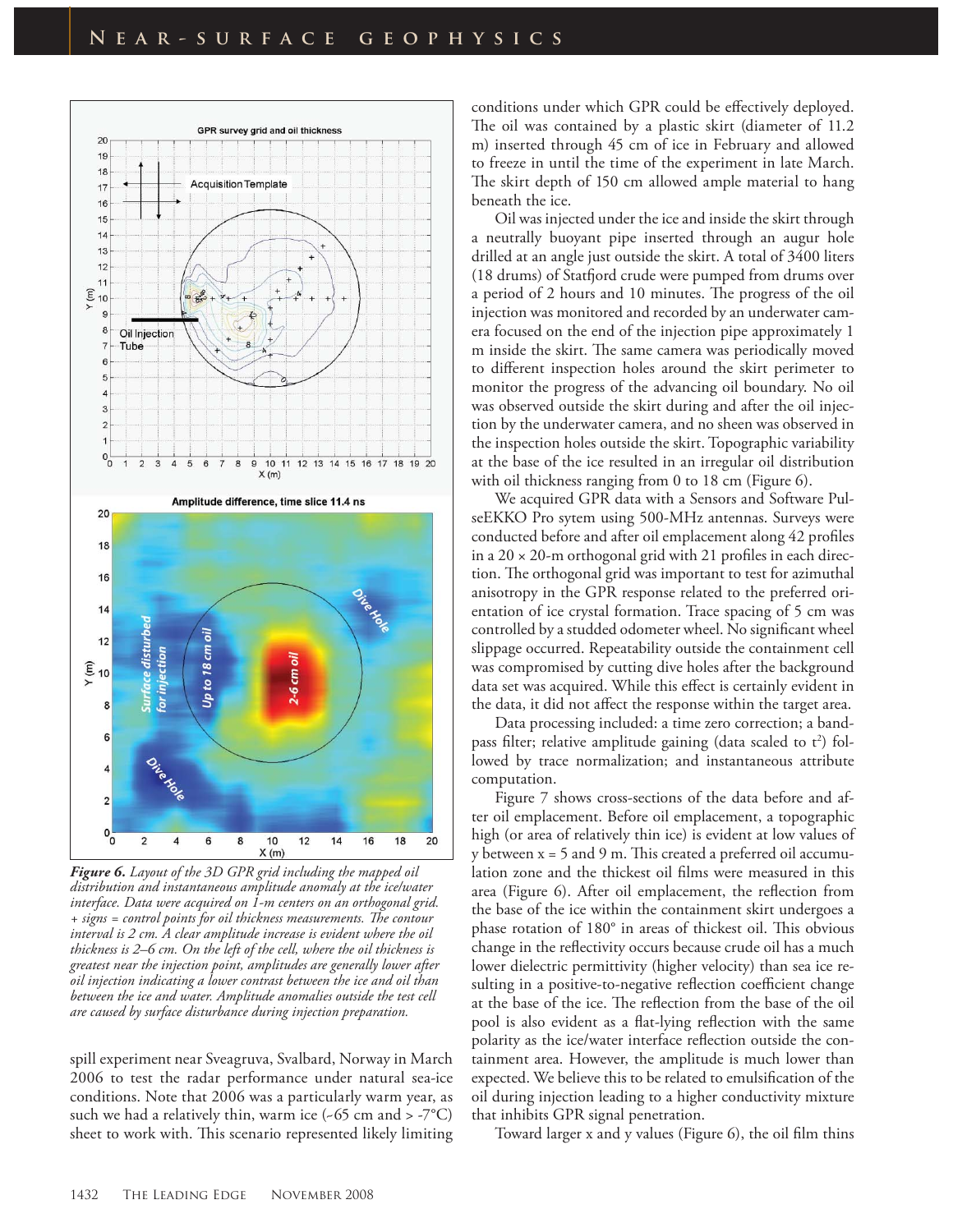*Figure 6. Layout of the 3D GPR grid including the mapped oil distribution and instantaneous amplitude anomaly at the ice/water interface. Data were acquired on 1-m centers on an orthogonal grid. + signs = control points for oil thickness measurements. The contour interval is 2 cm. A clear amplitude increase is evident where the oil thickness is 2–6 cm. On the left of the cell, where the oil thickness is greatest near the injection point, amplitudes are generally lower after oil injection indicating a lower contrast between the ice and oil than between the ice and water. Amplitude anomalies outside the test cell are caused by surface disturbance during injection preparation.*

spill experiment near Sveagruva, Svalbard, Norway in March 2006 to test the radar performance under natural sea-ice conditions. Note that 2006 was a particularly warm year, as such we had a relatively thin, warm ice (~65 cm and > -7°C) sheet to work with. This scenario represented likely limiting conditions under which GPR could be effectively deployed. The oil was contained by a plastic skirt (diameter of 11.2 m) inserted through 45 cm of ice in February and allowed to freeze in until the time of the experiment in late March. The skirt depth of 150 cm allowed ample material to hang beneath the ice.

Oil was injected under the ice and inside the skirt through a neutrally buoyant pipe inserted through an augur hole drilled at an angle just outside the skirt. A total of 3400 liters (18 drums) of Statfjord crude were pumped from drums over a period of 2 hours and 10 minutes. The progress of the oil injection was monitored and recorded by an underwater camera focused on the end of the injection pipe approximately 1 m inside the skirt. The same camera was periodically moved to different inspection holes around the skirt perimeter to monitor the progress of the advancing oil boundary. No oil was observed outside the skirt during and after the oil injection by the underwater camera, and no sheen was observed in the inspection holes outside the skirt. Topographic variability at the base of the ice resulted in an irregular oil distribution with oil thickness ranging from 0 to 18 cm (Figure 6).

We acquired GPR data with a Sensors and Software PulseEKKO Pro sytem using 500-MHz antennas. Surveys were conducted before and after oil emplacement along 42 profiles in a 20 × 20-m orthogonal grid with 21 profiles in each direction. The orthogonal grid was important to test for azimuthal anisotropy in the GPR response related to the preferred orientation of ice crystal formation. Trace spacing of 5 cm was controlled by a studded odometer wheel. No significant wheel slippage occurred. Repeatability outside the containment cell was compromised by cutting dive holes after the background data set was acquired. While this effect is certainly evident in the data, it did not affect the response within the target area.

Data processing included: a time zero correction; a bandpass filter; relative amplitude gaining (data scaled to $t^2$) followed by trace normalization; and instantaneous attribute computation.

Figure 7 shows cross-sections of the data before and after oil emplacement. Before oil emplacement, a topographic high (or area of relatively thin ice) is evident at low values of y between x = 5 and 9 m. This created a preferred oil accumulation zone and the thickest oil films were measured in this area (Figure 6). After oil emplacement, the reflection from the base of the ice within the containment skirt undergoes a phase rotation of 180° in areas of thickest oil. This obvious change in the reflectivity occurs because crude oil has a much lower dielectric permittivity (higher velocity) than sea ice resulting in a positive-to-negative reflection coefficient change at the base of the ice. The reflection from the base of the oil pool is also evident as a flat-lying reflection with the same polarity as the ice/water interface reflection outside the containment area. However, the amplitude is much lower than expected. We believe this to be related to emulsification of the oil during injection leading to a higher conductivity mixture that inhibits GPR signal penetration.

Toward larger x and y values (Figure 6), the oil film thins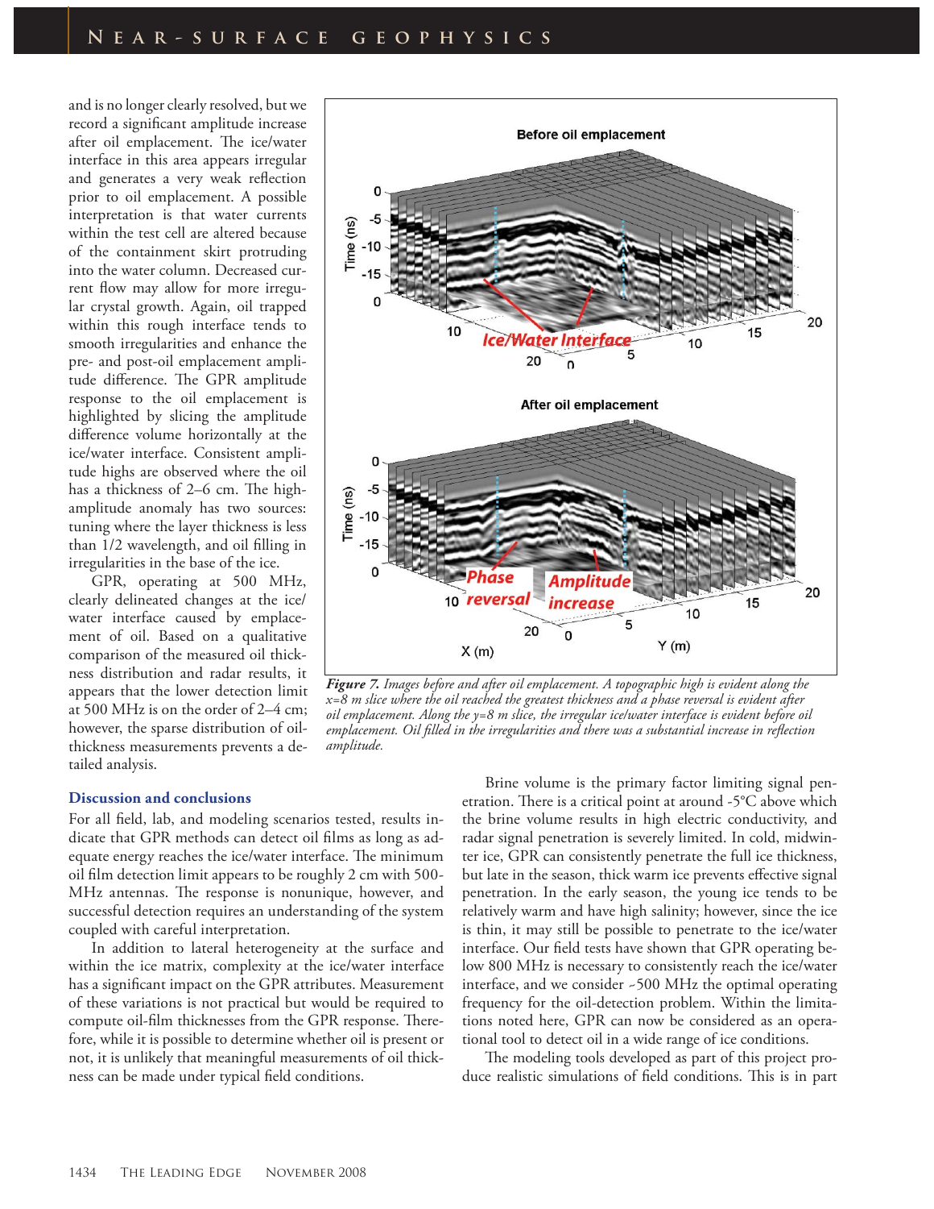and is no longer clearly resolved, but we record a significant amplitude increase after oil emplacement. The ice/water interface in this area appears irregular and generates a very weak reflection prior to oil emplacement. A possible interpretation is that water currents within the test cell are altered because of the containment skirt protruding into the water column. Decreased current flow may allow for more irregular crystal growth. Again, oil trapped within this rough interface tends to smooth irregularities and enhance the pre- and post-oil emplacement amplitude difference. The GPR amplitude response to the oil emplacement is highlighted by slicing the amplitude difference volume horizontally at the ice/water interface. Consistent amplitude highs are observed where the oil has a thickness of 2–6 cm. The high-amplitude anomaly has two sources: tuning where the layer thickness is less than 1/2 wavelength, and oil filling in irregularities in the base of the ice.

GPR, operating at 500 MHz, clearly delineated changes at the ice/water interface caused by emplacement of oil. Based on a qualitative comparison of the measured oil thickness distribution and radar results, it appears that the lower detection limit at 500 MHz is on the order of 2–4 cm; however, the sparse distribution of oil-thickness measurements prevents a detailed analysis.

***Figure 7.*** *Images before and after oil emplacement. A topographic high is evident along the x=8 m slice where the oil reached the greatest thickness and a phase reversal is evident after oil emplacement. Along the y=8 m slice, the irregular ice/water interface is evident before oil emplacement. Oil filled in the irregularities and there was a substantial increase in reflection amplitude.*

## Discussion and conclusions

For all field, lab, and modeling scenarios tested, results indicate that GPR methods can detect oil films as long as adequate energy reaches the ice/water interface. The minimum oil film detection limit appears to be roughly 2 cm with 500-MHz antennas. The response is nonunique, however, and successful detection requires an understanding of the system coupled with careful interpretation.

In addition to lateral heterogeneity at the surface and within the ice matrix, complexity at the ice/water interface has a significant impact on the GPR attributes. Measurement of these variations is not practical but would be required to compute oil-film thicknesses from the GPR response. Therefore, while it is possible to determine whether oil is present or not, it is unlikely that meaningful measurements of oil thickness can be made under typical field conditions.

Brine volume is the primary factor limiting signal penetration. There is a critical point at around -5°C above which the brine volume results in high electric conductivity, and radar signal penetration is severely limited. In cold, midwinter ice, GPR can consistently penetrate the full ice thickness, but late in the season, thick warm ice prevents effective signal penetration. In the early season, the young ice tends to be relatively warm and have high salinity; however, since the ice is thin, it may still be possible to penetrate to the ice/water interface. Our field tests have shown that GPR operating below 800 MHz is necessary to consistently reach the ice/water interface, and we consider ~500 MHz the optimal operating frequency for the oil-detection problem. Within the limitations noted here, GPR can now be considered as an operational tool to detect oil in a wide range of ice conditions.

The modeling tools developed as part of this project produce realistic simulations of field conditions. This is in part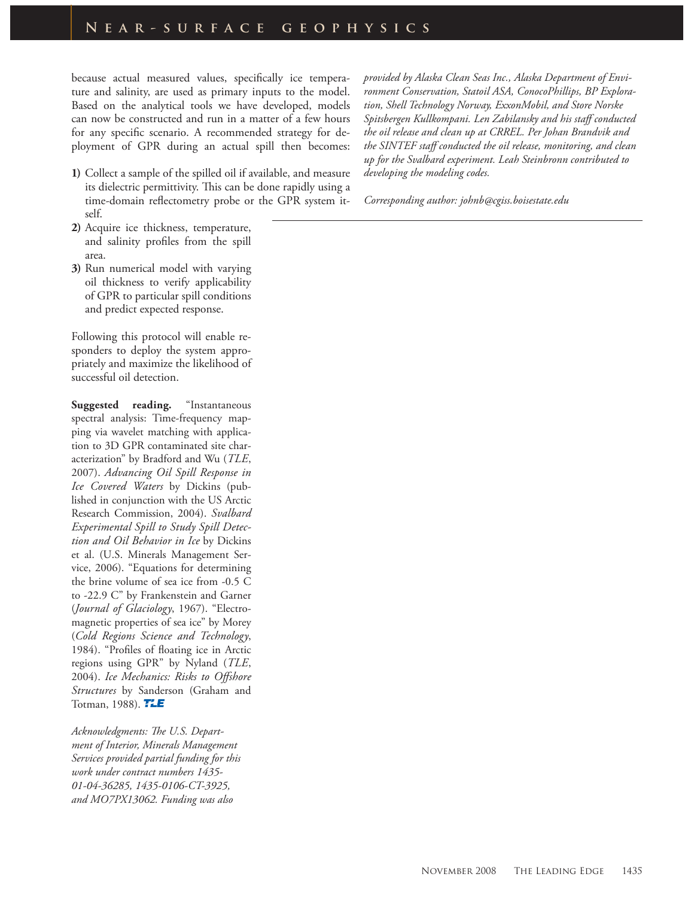because actual measured values, specifically ice temperature and salinity, are used as primary inputs to the model. Based on the analytical tools we have developed, models can now be constructed and run in a matter of a few hours for any specific scenario. A recommended strategy for deployment of GPR during an actual spill then becomes:

1) Collect a sample of the spilled oil if available, and measure its dielectric permittivity. This can be done rapidly using a time-domain reflectometry probe or the GPR system itself.
2) Acquire ice thickness, temperature, and salinity profiles from the spill area.
3) Run numerical model with varying oil thickness to verify applicability of GPR to particular spill conditions and predict expected response.

Following this protocol will enable responders to deploy the system appropriately and maximize the likelihood of successful oil detection.

**Suggested reading.** "Instantaneous spectral analysis: Time-frequency mapping via wavelet matching with application to 3D GPR contaminated site characterization" by Bradford and Wu (*TLE*, 2007). *Advancing Oil Spill Response in Ice Covered Waters* by Dickins (published in conjunction with the US Arctic Research Commission, 2004). *Svalbard Experimental Spill to Study Spill Detection and Oil Behavior in Ice* by Dickins et al. (U.S. Minerals Management Service, 2006). "Equations for determining the brine volume of sea ice from -0.5 C to -22.9 C" by Frankenstein and Garner (*Journal of Glaciology*, 1967). "Electromagnetic properties of sea ice" by Morey (*Cold Regions Science and Technology*, 1984). "Profiles of floating ice in Arctic regions using GPR" by Nyland (*TLE*, 2004). *Ice Mechanics: Risks to Offshore Structures* by Sanderson (Graham and Totman, 1988). TLE

*Acknowledgments: The U.S. Department of Interior, Minerals Management Services provided partial funding for this work under contract numbers 1435-01-04-36285, 1435-0106-CT-3925, and MO7PX13062. Funding was also provided by Alaska Clean Seas Inc., Alaska Department of Environment Conservation, Statoil ASA, ConocoPhillips, BP Exploration, Shell Technology Norway, ExxonMobil, and Store Norske Spitsbergen Kullkompani. Len Zabilansky and his staff conducted the oil release and clean up at CRREL. Per Johan Brandvik and the SINTEF staff conducted the oil release, monitoring, and clean up for the Svalbard experiment. Leah Steinbronn contributed to developing the modeling codes.*

*Corresponding author: johnb@cgiss.boisestate.edu*